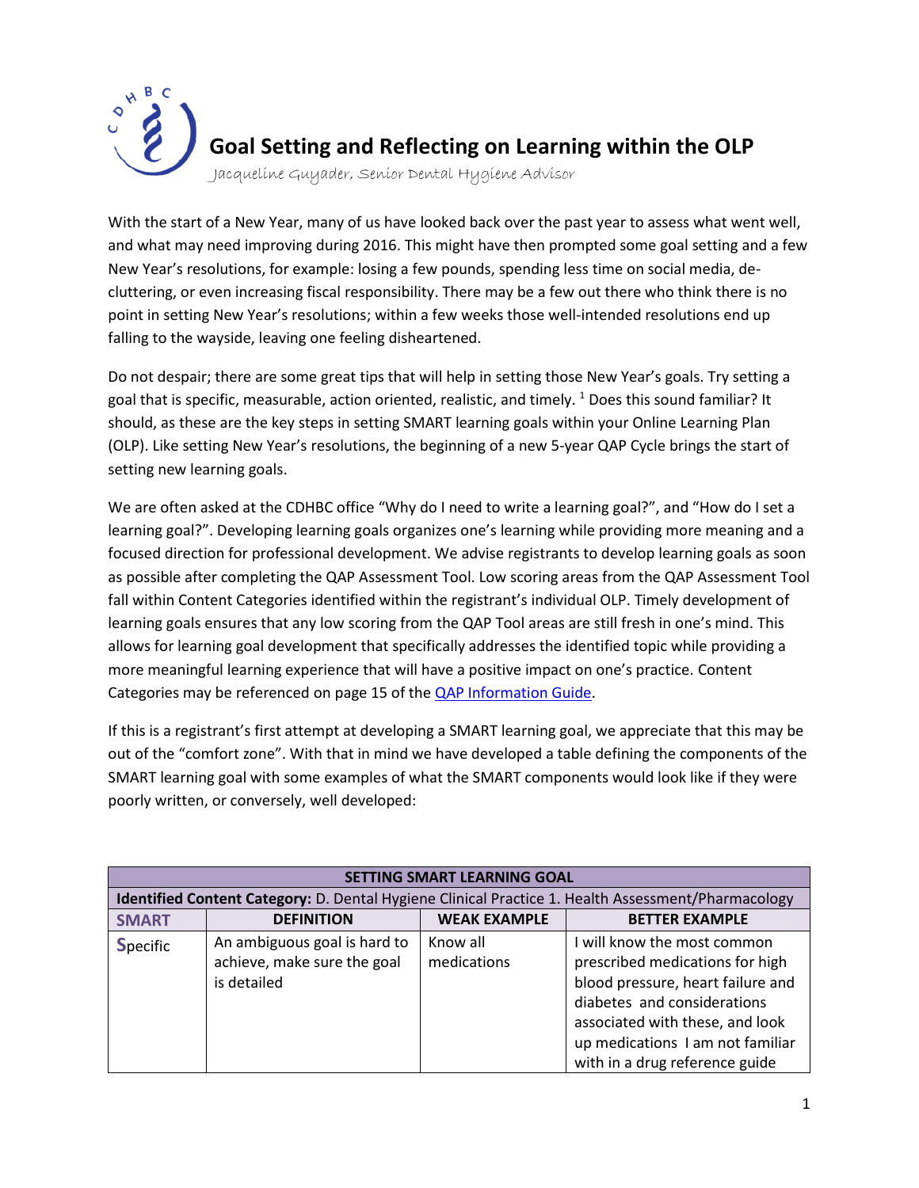# Goal Setting and Reflecting on Learning within the OLP

*Jacqueline Guyader, Senior Dental Hygiene Advisor*

With the start of a New Year, many of us have looked back over the past year to assess what went well, and what may need improving during 2016. This might have then prompted some goal setting and a few New Year's resolutions, for example: losing a few pounds, spending less time on social media, de-cluttering, or even increasing fiscal responsibility. There may be a few out there who think there is no point in setting New Year's resolutions; within a few weeks those well-intended resolutions end up falling to the wayside, leaving one feeling disheartened.

Do not despair; there are some great tips that will help in setting those New Year's goals. Try setting a goal that is specific, measurable, action oriented, realistic, and timely. [1] Does this sound familiar? It should, as these are the key steps in setting SMART learning goals within your Online Learning Plan (OLP). Like setting New Year's resolutions, the beginning of a new 5-year QAP Cycle brings the start of setting new learning goals.

We are often asked at the CDHBC office "Why do I need to write a learning goal?", and "How do I set a learning goal?". Developing learning goals organizes one's learning while providing more meaning and a focused direction for professional development. We advise registrants to develop learning goals as soon as possible after completing the QAP Assessment Tool. Low scoring areas from the QAP Assessment Tool fall within Content Categories identified within the registrant's individual OLP. Timely development of learning goals ensures that any low scoring from the QAP Tool areas are still fresh in one's mind. This allows for learning goal development that specifically addresses the identified topic while providing a more meaningful learning experience that will have a positive impact on one's practice. Content Categories may be referenced on page 15 of the QAP Information Guide.

If this is a registrant's first attempt at developing a SMART learning goal, we appreciate that this may be out of the "comfort zone". With that in mind we have developed a table defining the components of the SMART learning goal with some examples of what the SMART components would look like if they were poorly written, or conversely, well developed:

| SETTING SMART LEARNING GOAL | | | |
|---|---|---|---|
| **Identified Content Category:** D. Dental Hygiene Clinical Practice 1. Health Assessment/Pharmacology | | | |
| **SMART** | **DEFINITION** | **WEAK EXAMPLE** | **BETTER EXAMPLE** |
| **S**pecific | An ambiguous goal is hard to achieve, make sure the goal is detailed | Know all medications | I will know the most common prescribed medications for high blood pressure, heart failure and diabetes and considerations associated with these, and look up medications I am not familiar with in a drug reference guide |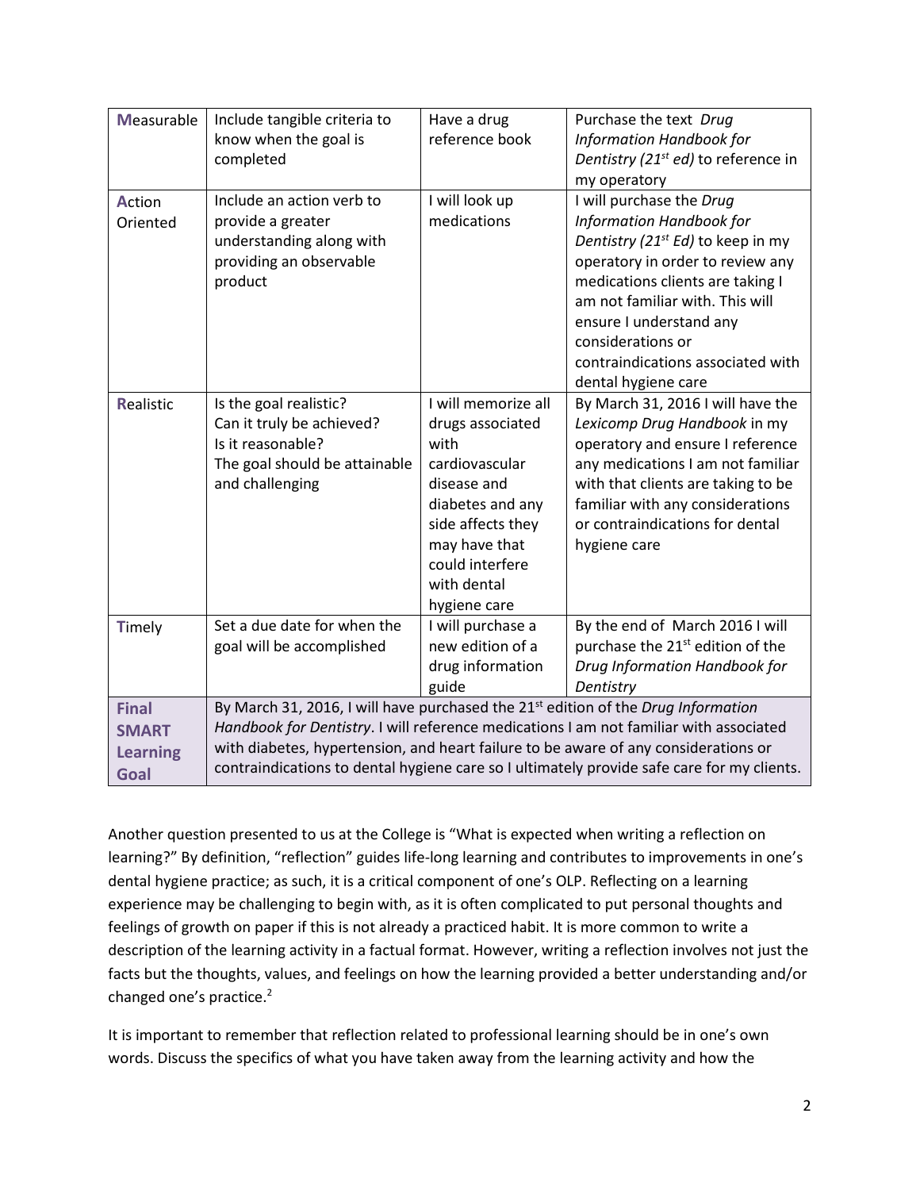| | | | |
|---|---|---|---|
| **M**easurable | Include tangible criteria to know when the goal is completed | Have a drug reference book | Purchase the text *Drug Information Handbook for Dentistry (21st ed)* to reference in my operatory |
| **A**ction Oriented | Include an action verb to provide a greater understanding along with providing an observable product | I will look up medications | I will purchase the *Drug Information Handbook for Dentistry (21st Ed)* to keep in my operatory in order to review any medications clients are taking I am not familiar with. This will ensure I understand any considerations or contraindications associated with dental hygiene care |
| **R**ealistic | Is the goal realistic? Can it truly be achieved? Is it reasonable? The goal should be attainable and challenging | I will memorize all drugs associated with cardiovascular disease and diabetes and any side affects they may have that could interfere with dental hygiene care | By March 31, 2016 I will have the *Lexicomp Drug Handbook* in my operatory and ensure I reference any medications I am not familiar with that clients are taking to be familiar with any considerations or contraindications for dental hygiene care |
| **T**imely | Set a due date for when the goal will be accomplished | I will purchase a new edition of a drug information guide | By the end of March 2016 I will purchase the 21st edition of the *Drug Information Handbook for Dentistry* |
| **Final SMART Learning Goal** | By March 31, 2016, I will have purchased the 21st edition of the *Drug Information Handbook for Dentistry*. I will reference medications I am not familiar with associated with diabetes, hypertension, and heart failure to be aware of any considerations or contraindications to dental hygiene care so I ultimately provide safe care for my clients. | | |

Another question presented to us at the College is "What is expected when writing a reflection on learning?" By definition, "reflection" guides life-long learning and contributes to improvements in one's dental hygiene practice; as such, it is a critical component of one's OLP. Reflecting on a learning experience may be challenging to begin with, as it is often complicated to put personal thoughts and feelings of growth on paper if this is not already a practiced habit. It is more common to write a description of the learning activity in a factual format. However, writing a reflection involves not just the facts but the thoughts, values, and feelings on how the learning provided a better understanding and/or changed one's practice.[2]

It is important to remember that reflection related to professional learning should be in one's own words. Discuss the specifics of what you have taken away from the learning activity and how the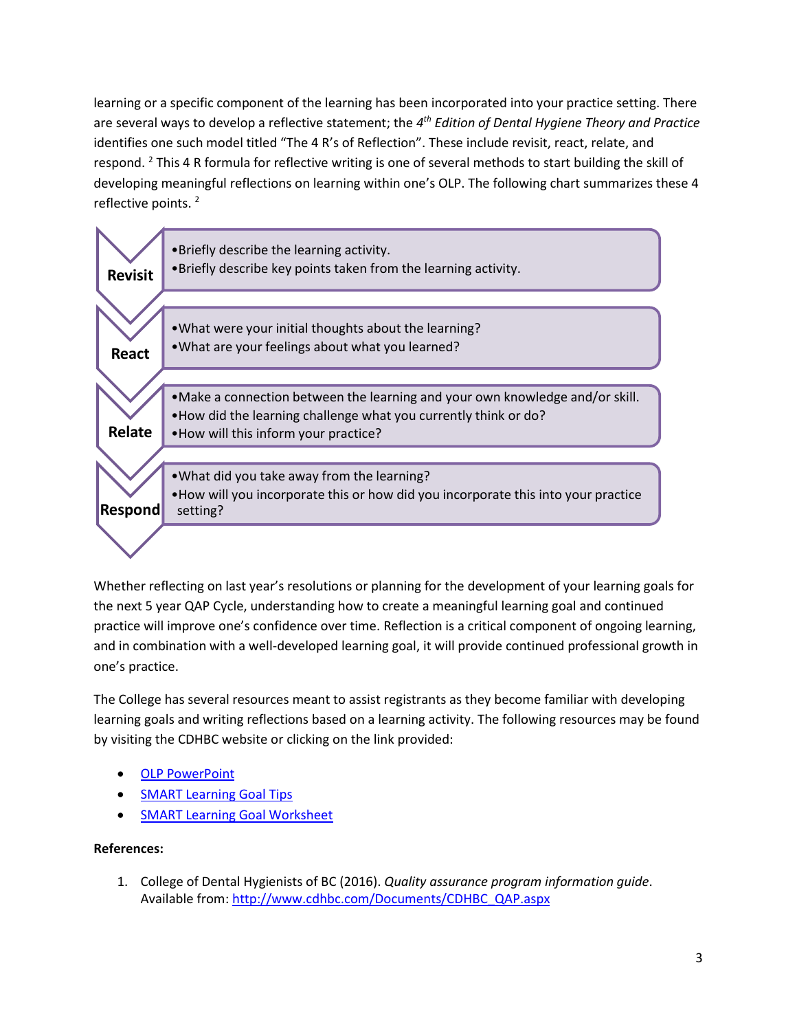learning or a specific component of the learning has been incorporated into your practice setting. There are several ways to develop a reflective statement; the *4th Edition of Dental Hygiene Theory and Practice* identifies one such model titled "The 4 R's of Reflection". These include revisit, react, relate, and respond. [2] This 4 R formula for reflective writing is one of several methods to start building the skill of developing meaningful reflections on learning within one's OLP. The following chart summarizes these 4 reflective points. [2]

| | |
|---|---|
| **Revisit** | • Briefly describe the learning activity.<br>• Briefly describe key points taken from the learning activity. |
| **React** | • What were your initial thoughts about the learning?<br>• What are your feelings about what you learned? |
| **Relate** | • Make a connection between the learning and your own knowledge and/or skill.<br>• How did the learning challenge what you currently think or do?<br>• How will this inform your practice? |
| **Respond** | • What did you take away from the learning?<br>• How will you incorporate this or how did you incorporate this into your practice setting? |

Whether reflecting on last year's resolutions or planning for the development of your learning goals for the next 5 year QAP Cycle, understanding how to create a meaningful learning goal and continued practice will improve one's confidence over time. Reflection is a critical component of ongoing learning, and in combination with a well-developed learning goal, it will provide continued professional growth in one's practice.

The College has several resources meant to assist registrants as they become familiar with developing learning goals and writing reflections based on a learning activity. The following resources may be found by visiting the CDHBC website or clicking on the link provided:

- OLP PowerPoint
- SMART Learning Goal Tips
- SMART Learning Goal Worksheet

**References:**

1. College of Dental Hygienists of BC (2016). *Quality assurance program information guide*. Available from: http://www.cdhbc.com/Documents/CDHBC_QAP.aspx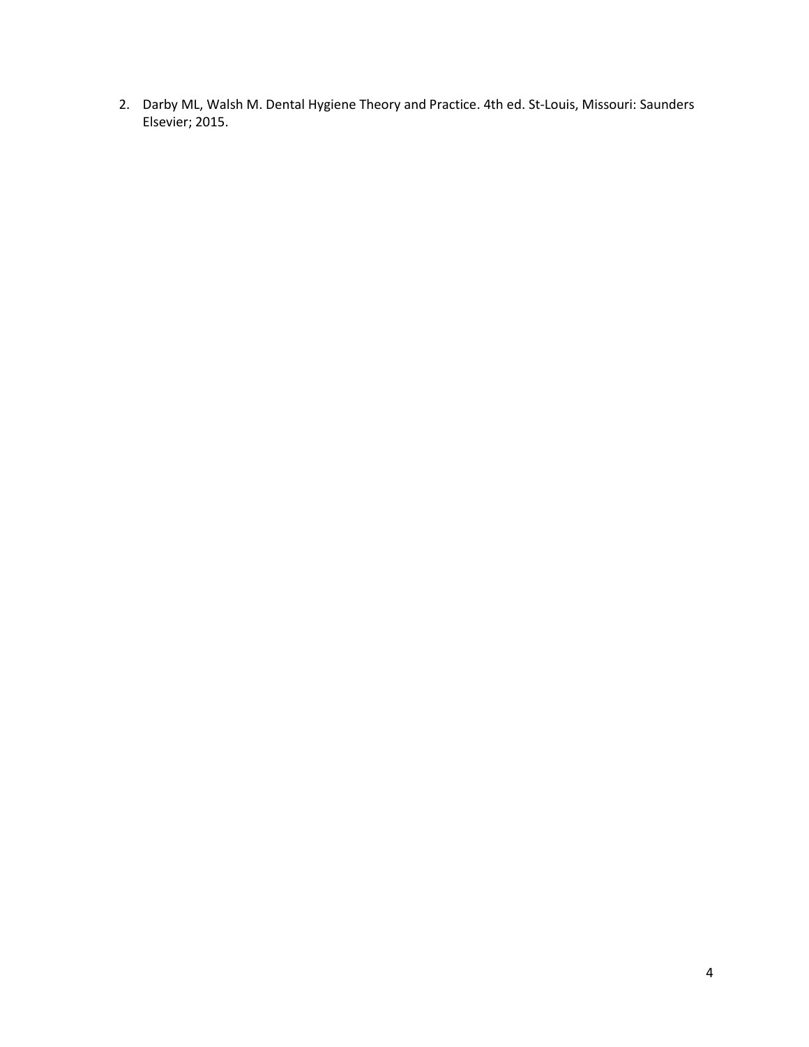2. Darby ML, Walsh M. Dental Hygiene Theory and Practice. 4th ed. St-Louis, Missouri: Saunders Elsevier; 2015.